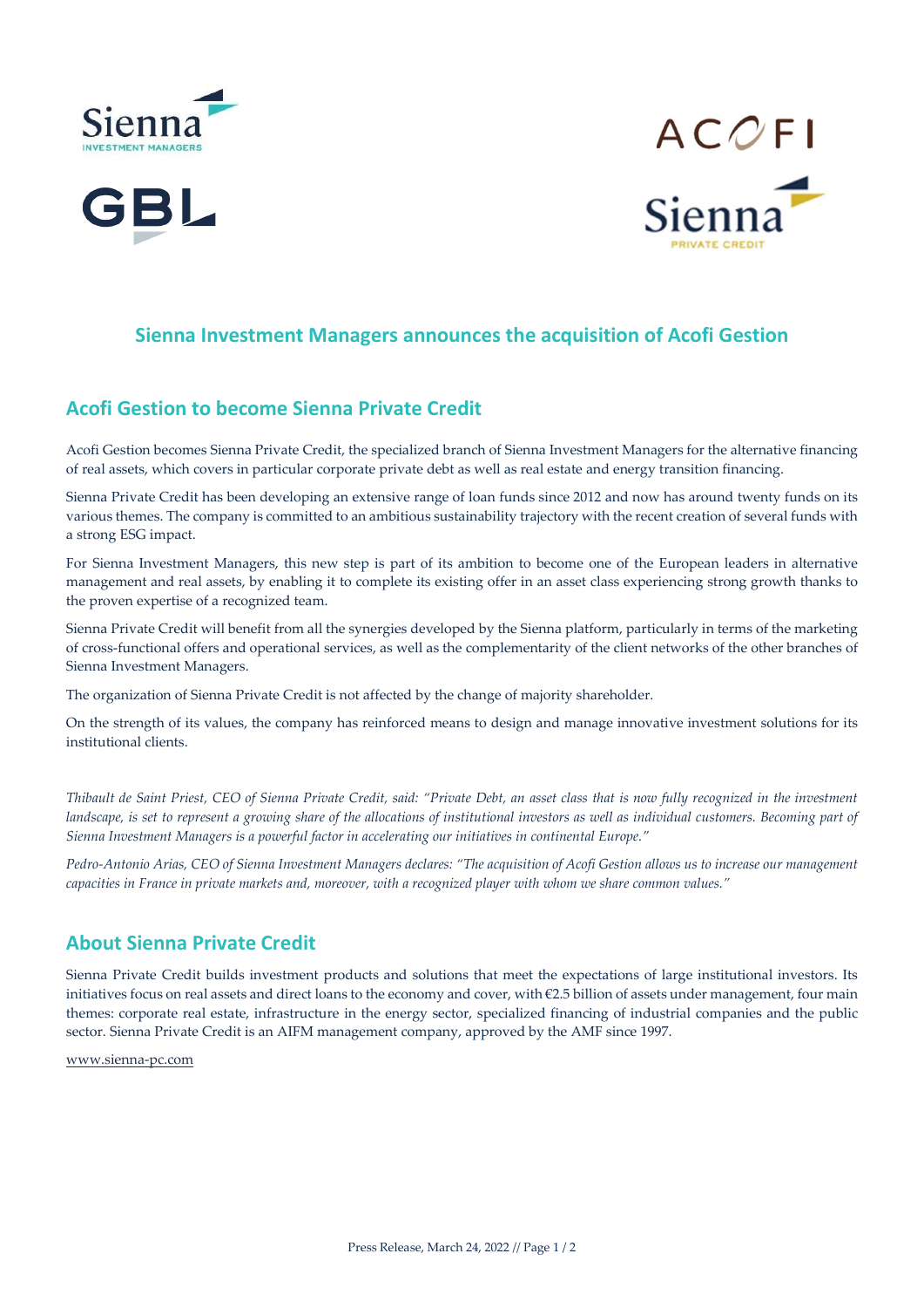# Sienna Investment Managers announces the acquisition of Acofi Gestion

## Acofi Gestion to become Sienna Private Credit

Acofi Gestion becomes Sienna Private Credit, the specialized branch of Sienna Investment Managers for the alternative financing of real assets, which covers in particular corporate private debt as well as real estate and energy transition financing.

Sienna Private Credit has been developing an extensive range of loan funds since 2012 and now has around twenty funds on its various themes. The company is committed to an ambitious sustainability trajectory with the recent creation of several funds with a strong ESG impact.

For Sienna Investment Managers, this new step is part of its ambition to become one of the European leaders in alternative management and real assets, by enabling it to complete its existing offer in an asset class experiencing strong growth thanks to the proven expertise of a recognized team.

Sienna Private Credit will benefit from all the synergies developed by the Sienna platform, particularly in terms of the marketing of cross-functional offers and operational services, as well as the complementarity of the client networks of the other branches of Sienna Investment Managers.

The organization of Sienna Private Credit is not affected by the change of majority shareholder.

On the strength of its values, the company has reinforced means to design and manage innovative investment solutions for its institutional clients.

*Thibault de Saint Priest, CEO of Sienna Private Credit, said: "Private Debt, an asset class that is now fully recognized in the investment landscape, is set to represent a growing share of the allocations of institutional investors as well as individual customers. Becoming part of Sienna Investment Managers is a powerful factor in accelerating our initiatives in continental Europe."*

*Pedro-Antonio Arias, CEO of Sienna Investment Managers declares: "The acquisition of Acofi Gestion allows us to increase our management capacities in France in private markets and, moreover, with a recognized player with whom we share common values."*

## About Sienna Private Credit

Sienna Private Credit builds investment products and solutions that meet the expectations of large institutional investors. Its initiatives focus on real assets and direct loans to the economy and cover, with €2.5 billion of assets under management, four main themes: corporate real estate, infrastructure in the energy sector, specialized financing of industrial companies and the public sector. Sienna Private Credit is an AIFM management company, approved by the AMF since 1997.

www.sienna-pc.com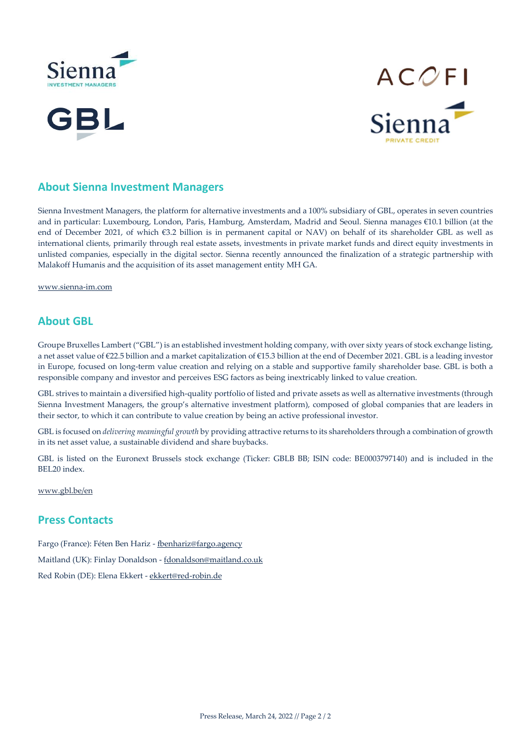## About Sienna Investment Managers

Sienna Investment Managers, the platform for alternative investments and a 100% subsidiary of GBL, operates in seven countries and in particular: Luxembourg, London, Paris, Hamburg, Amsterdam, Madrid and Seoul. Sienna manages €10.1 billion (at the end of December 2021, of which €3.2 billion is in permanent capital or NAV) on behalf of its shareholder GBL as well as international clients, primarily through real estate assets, investments in private market funds and direct equity investments in unlisted companies, especially in the digital sector. Sienna recently announced the finalization of a strategic partnership with Malakoff Humanis and the acquisition of its asset management entity MH GA.

www.sienna-im.com

## About GBL

Groupe Bruxelles Lambert ("GBL") is an established investment holding company, with over sixty years of stock exchange listing, a net asset value of €22.5 billion and a market capitalization of €15.3 billion at the end of December 2021. GBL is a leading investor in Europe, focused on long-term value creation and relying on a stable and supportive family shareholder base. GBL is both a responsible company and investor and perceives ESG factors as being inextricably linked to value creation.

GBL strives to maintain a diversified high-quality portfolio of listed and private assets as well as alternative investments (through Sienna Investment Managers, the group's alternative investment platform), composed of global companies that are leaders in their sector, to which it can contribute to value creation by being an active professional investor.

GBL is focused on *delivering meaningful growth* by providing attractive returns to its shareholders through a combination of growth in its net asset value, a sustainable dividend and share buybacks.

GBL is listed on the Euronext Brussels stock exchange (Ticker: GBLB BB; ISIN code: BE0003797140) and is included in the BEL20 index.

www.gbl.be/en

## Press Contacts

Fargo (France): Féten Ben Hariz - fbenhariz@fargo.agency

Maitland (UK): Finlay Donaldson - fdonaldson@maitland.co.uk

Red Robin (DE): Elena Ekkert - ekkert@red-robin.de